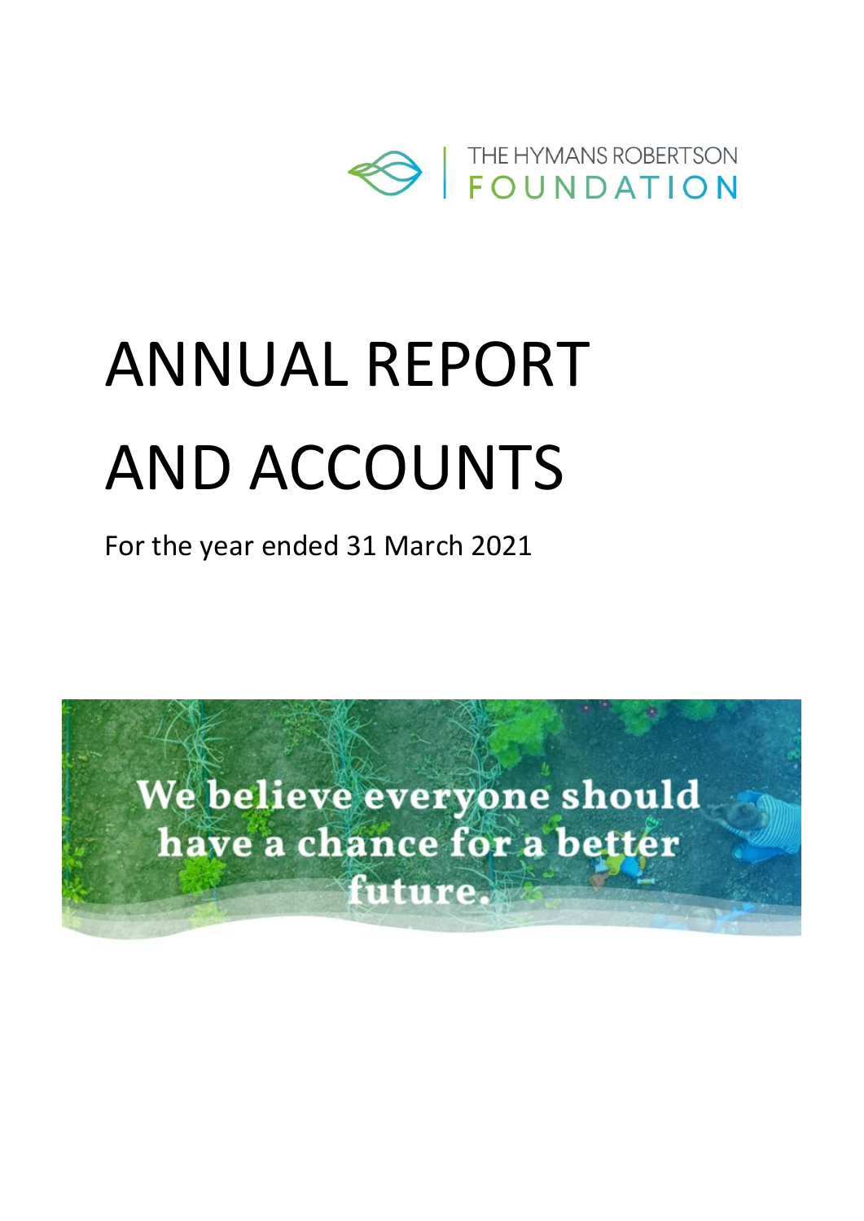THE HYMANS ROBERTSON
FOUNDATION

# ANNUAL REPORT AND ACCOUNTS

For the year ended 31 March 2021

We believe everyone should have a chance for a better future.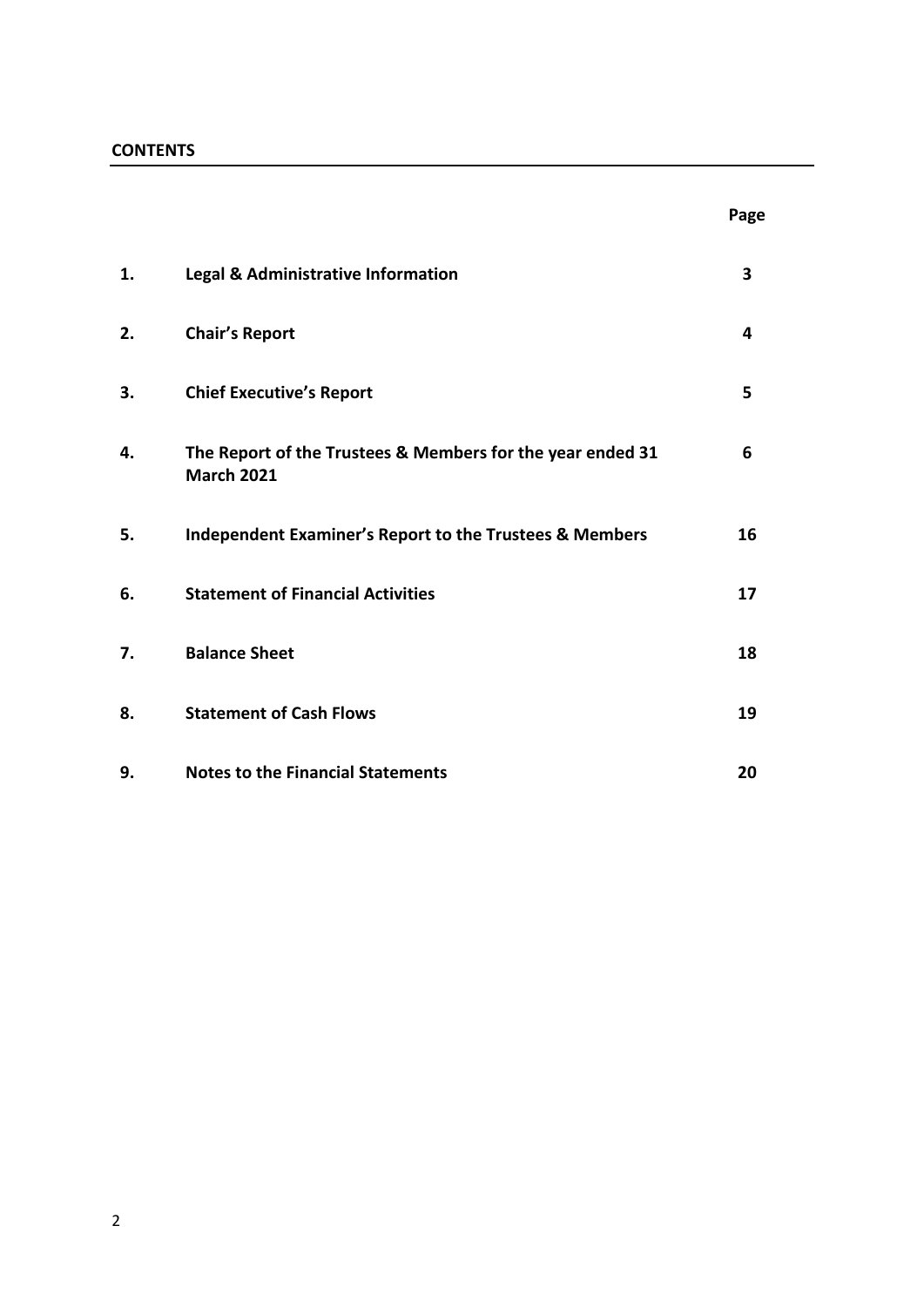**CONTENTS**

| | | Page |
|---|---|---|
| 1. | **Legal & Administrative Information** | 3 |
| 2. | **Chair's Report** | 4 |
| 3. | **Chief Executive's Report** | 5 |
| 4. | **The Report of the Trustees & Members for the year ended 31 March 2021** | 6 |
| 5. | **Independent Examiner's Report to the Trustees & Members** | 16 |
| 6. | **Statement of Financial Activities** | 17 |
| 7. | **Balance Sheet** | 18 |
| 8. | **Statement of Cash Flows** | 19 |
| 9. | **Notes to the Financial Statements** | 20 |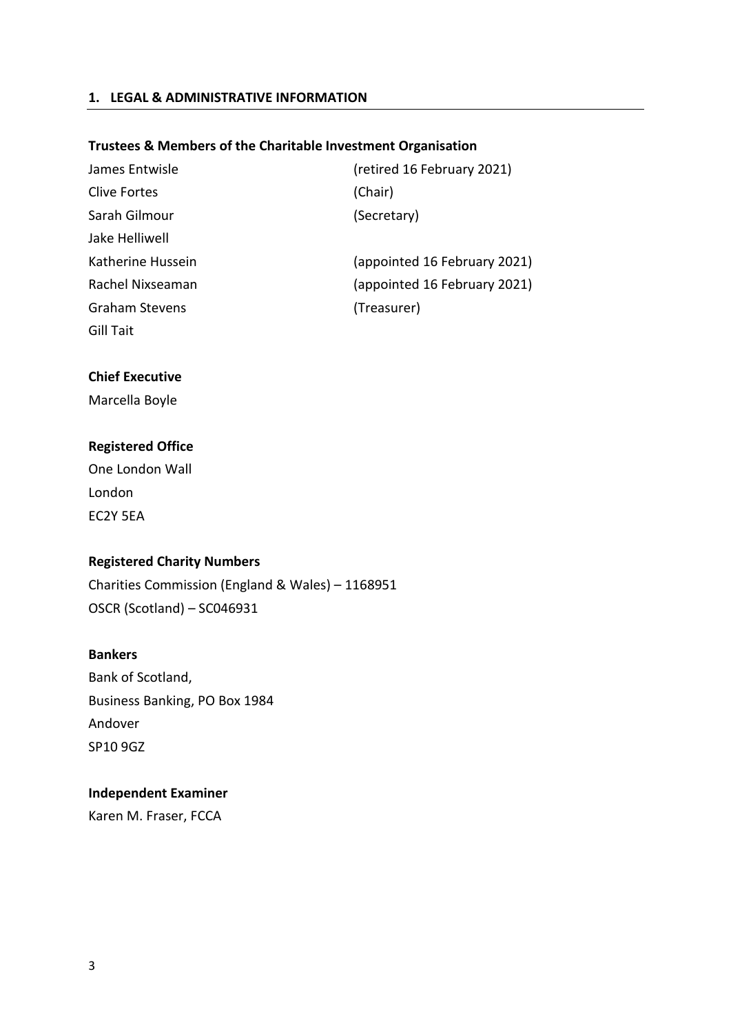## 1. LEGAL & ADMINISTRATIVE INFORMATION

### Trustees & Members of the Charitable Investment Organisation

| | |
|---|---|
| James Entwisle | (retired 16 February 2021) |
| Clive Fortes | (Chair) |
| Sarah Gilmour | (Secretary) |
| Jake Helliwell | |
| Katherine Hussein | (appointed 16 February 2021) |
| Rachel Nixseaman | (appointed 16 February 2021) |
| Graham Stevens | (Treasurer) |
| Gill Tait | |

### Chief Executive

Marcella Boyle

### Registered Office

One London Wall
London
EC2Y 5EA

### Registered Charity Numbers

Charities Commission (England & Wales) – 1168951
OSCR (Scotland) – SC046931

### Bankers

Bank of Scotland,
Business Banking, PO Box 1984
Andover
SP10 9GZ

### Independent Examiner

Karen M. Fraser, FCCA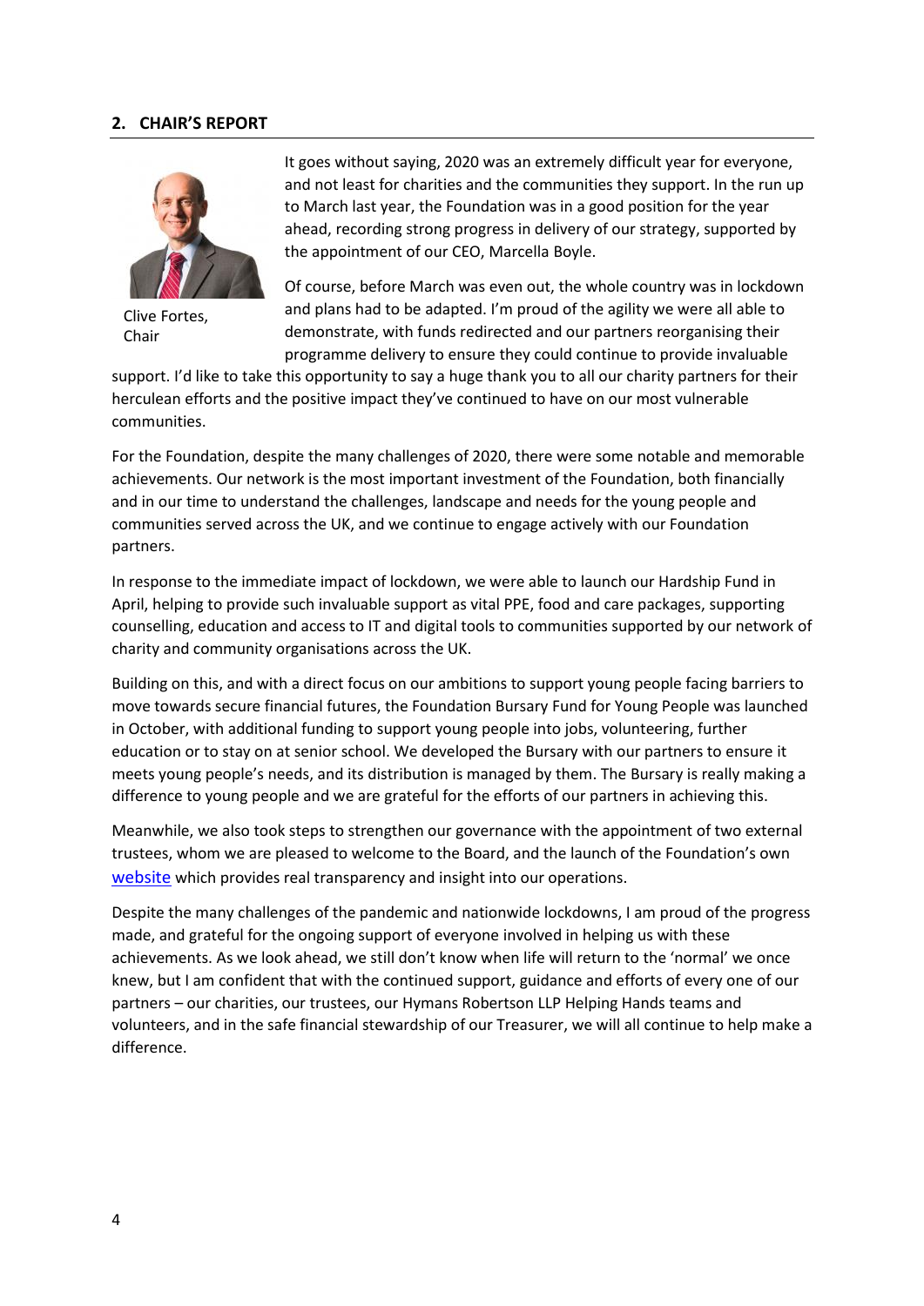## 2. CHAIR'S REPORT

Clive Fortes, Chair

It goes without saying, 2020 was an extremely difficult year for everyone, and not least for charities and the communities they support. In the run up to March last year, the Foundation was in a good position for the year ahead, recording strong progress in delivery of our strategy, supported by the appointment of our CEO, Marcella Boyle.

Of course, before March was even out, the whole country was in lockdown and plans had to be adapted. I'm proud of the agility we were all able to demonstrate, with funds redirected and our partners reorganising their programme delivery to ensure they could continue to provide invaluable support. I'd like to take this opportunity to say a huge thank you to all our charity partners for their herculean efforts and the positive impact they've continued to have on our most vulnerable communities.

For the Foundation, despite the many challenges of 2020, there were some notable and memorable achievements. Our network is the most important investment of the Foundation, both financially and in our time to understand the challenges, landscape and needs for the young people and communities served across the UK, and we continue to engage actively with our Foundation partners.

In response to the immediate impact of lockdown, we were able to launch our Hardship Fund in April, helping to provide such invaluable support as vital PPE, food and care packages, supporting counselling, education and access to IT and digital tools to communities supported by our network of charity and community organisations across the UK.

Building on this, and with a direct focus on our ambitions to support young people facing barriers to move towards secure financial futures, the Foundation Bursary Fund for Young People was launched in October, with additional funding to support young people into jobs, volunteering, further education or to stay on at senior school. We developed the Bursary with our partners to ensure it meets young people's needs, and its distribution is managed by them. The Bursary is really making a difference to young people and we are grateful for the efforts of our partners in achieving this.

Meanwhile, we also took steps to strengthen our governance with the appointment of two external trustees, whom we are pleased to welcome to the Board, and the launch of the Foundation's own website which provides real transparency and insight into our operations.

Despite the many challenges of the pandemic and nationwide lockdowns, I am proud of the progress made, and grateful for the ongoing support of everyone involved in helping us with these achievements. As we look ahead, we still don't know when life will return to the 'normal' we once knew, but I am confident that with the continued support, guidance and efforts of every one of our partners – our charities, our trustees, our Hymans Robertson LLP Helping Hands teams and volunteers, and in the safe financial stewardship of our Treasurer, we will all continue to help make a difference.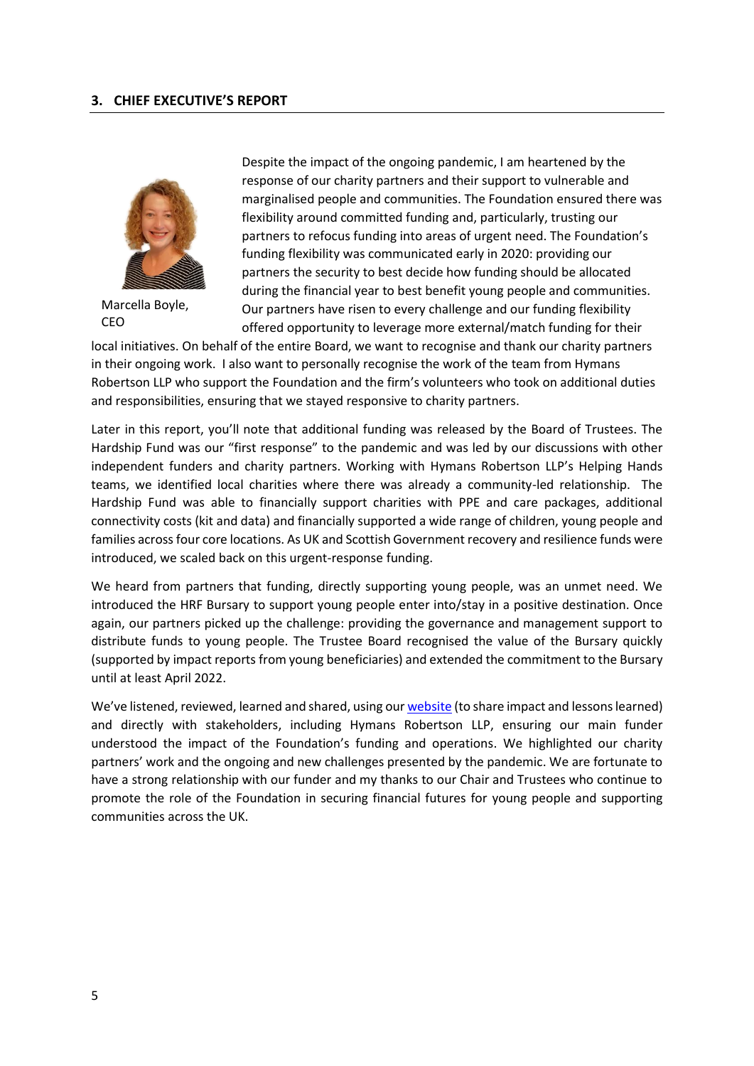## 3. CHIEF EXECUTIVE'S REPORT

Marcella Boyle, CEO

Despite the impact of the ongoing pandemic, I am heartened by the response of our charity partners and their support to vulnerable and marginalised people and communities. The Foundation ensured there was flexibility around committed funding and, particularly, trusting our partners to refocus funding into areas of urgent need. The Foundation's funding flexibility was communicated early in 2020: providing our partners the security to best decide how funding should be allocated during the financial year to best benefit young people and communities. Our partners have risen to every challenge and our funding flexibility offered opportunity to leverage more external/match funding for their local initiatives. On behalf of the entire Board, we want to recognise and thank our charity partners in their ongoing work. I also want to personally recognise the work of the team from Hymans Robertson LLP who support the Foundation and the firm's volunteers who took on additional duties and responsibilities, ensuring that we stayed responsive to charity partners.

Later in this report, you'll note that additional funding was released by the Board of Trustees. The Hardship Fund was our "first response" to the pandemic and was led by our discussions with other independent funders and charity partners. Working with Hymans Robertson LLP's Helping Hands teams, we identified local charities where there was already a community-led relationship. The Hardship Fund was able to financially support charities with PPE and care packages, additional connectivity costs (kit and data) and financially supported a wide range of children, young people and families across four core locations. As UK and Scottish Government recovery and resilience funds were introduced, we scaled back on this urgent-response funding.

We heard from partners that funding, directly supporting young people, was an unmet need. We introduced the HRF Bursary to support young people enter into/stay in a positive destination. Once again, our partners picked up the challenge: providing the governance and management support to distribute funds to young people. The Trustee Board recognised the value of the Bursary quickly (supported by impact reports from young beneficiaries) and extended the commitment to the Bursary until at least April 2022.

We've listened, reviewed, learned and shared, using our website (to share impact and lessons learned) and directly with stakeholders, including Hymans Robertson LLP, ensuring our main funder understood the impact of the Foundation's funding and operations. We highlighted our charity partners' work and the ongoing and new challenges presented by the pandemic. We are fortunate to have a strong relationship with our funder and my thanks to our Chair and Trustees who continue to promote the role of the Foundation in securing financial futures for young people and supporting communities across the UK.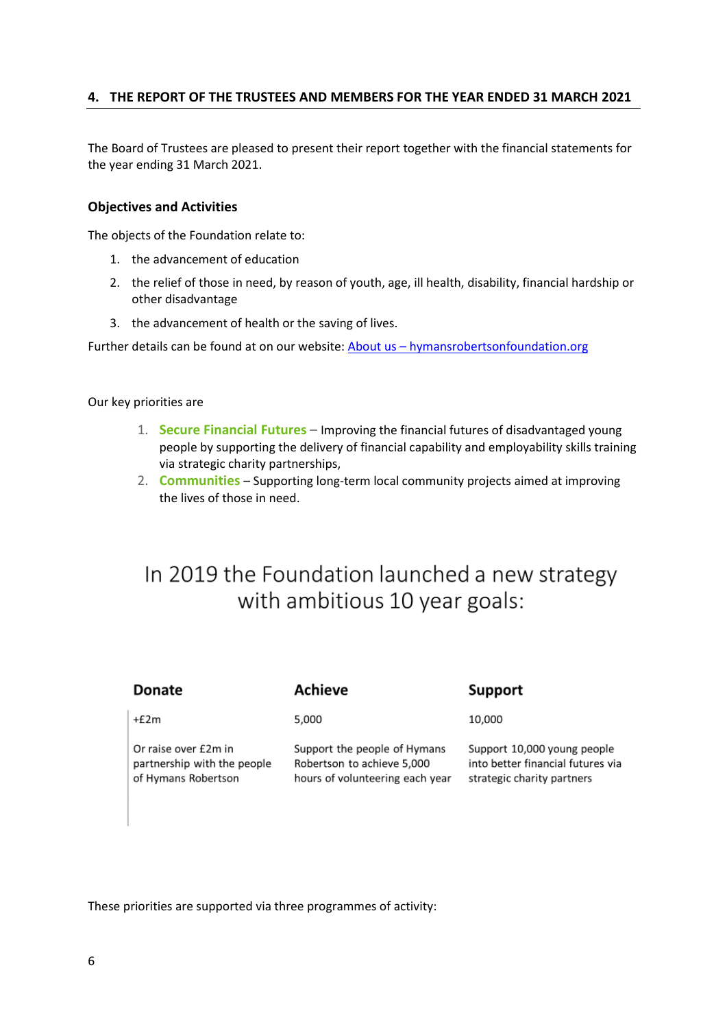## 4. THE REPORT OF THE TRUSTEES AND MEMBERS FOR THE YEAR ENDED 31 MARCH 2021

The Board of Trustees are pleased to present their report together with the financial statements for the year ending 31 March 2021.

### Objectives and Activities

The objects of the Foundation relate to:

1. the advancement of education
2. the relief of those in need, by reason of youth, age, ill health, disability, financial hardship or other disadvantage
3. the advancement of health or the saving of lives.

Further details can be found at on our website: [About us – hymansrobertsonfoundation.org](hymansrobertsonfoundation.org)

Our key priorities are

1. **Secure Financial Futures** – Improving the financial futures of disadvantaged young people by supporting the delivery of financial capability and employability skills training via strategic charity partnerships,
2. **Communities** – Supporting long-term local community projects aimed at improving the lives of those in need.

## In 2019 the Foundation launched a new strategy with ambitious 10 year goals:

| Donate | Achieve | Support |
|---|---|---|
| +£2m | 5,000 | 10,000 |
| Or raise over £2m in partnership with the people of Hymans Robertson | Support the people of Hymans Robertson to achieve 5,000 hours of volunteering each year | Support 10,000 young people into better financial futures via strategic charity partners |

These priorities are supported via three programmes of activity: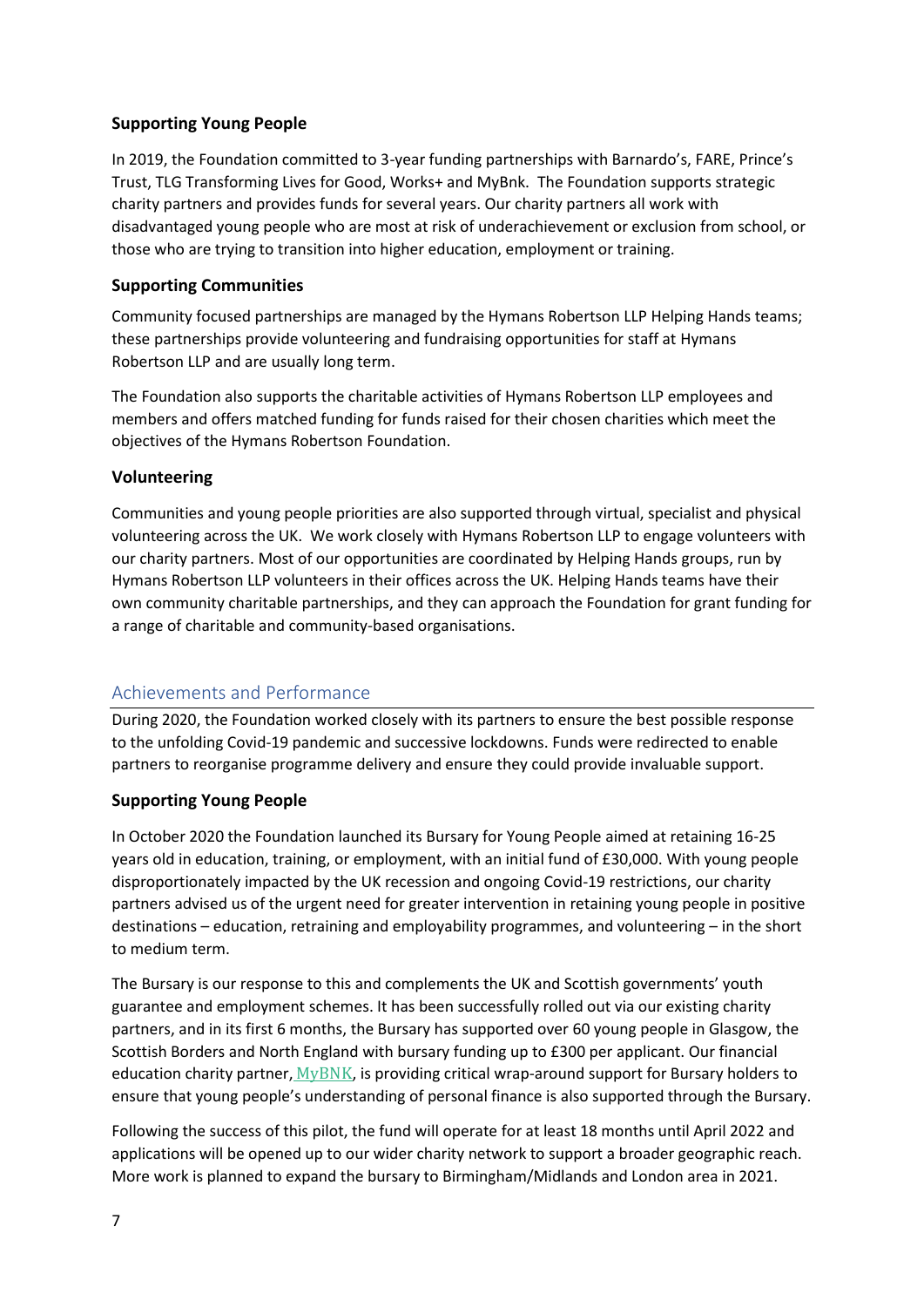### Supporting Young People

In 2019, the Foundation committed to 3-year funding partnerships with Barnardo's, FARE, Prince's Trust, TLG Transforming Lives for Good, Works+ and MyBnk. The Foundation supports strategic charity partners and provides funds for several years. Our charity partners all work with disadvantaged young people who are most at risk of underachievement or exclusion from school, or those who are trying to transition into higher education, employment or training.

### Supporting Communities

Community focused partnerships are managed by the Hymans Robertson LLP Helping Hands teams; these partnerships provide volunteering and fundraising opportunities for staff at Hymans Robertson LLP and are usually long term.

The Foundation also supports the charitable activities of Hymans Robertson LLP employees and members and offers matched funding for funds raised for their chosen charities which meet the objectives of the Hymans Robertson Foundation.

### Volunteering

Communities and young people priorities are also supported through virtual, specialist and physical volunteering across the UK. We work closely with Hymans Robertson LLP to engage volunteers with our charity partners. Most of our opportunities are coordinated by Helping Hands groups, run by Hymans Robertson LLP volunteers in their offices across the UK. Helping Hands teams have their own community charitable partnerships, and they can approach the Foundation for grant funding for a range of charitable and community-based organisations.

## Achievements and Performance

During 2020, the Foundation worked closely with its partners to ensure the best possible response to the unfolding Covid-19 pandemic and successive lockdowns. Funds were redirected to enable partners to reorganise programme delivery and ensure they could provide invaluable support.

### Supporting Young People

In October 2020 the Foundation launched its Bursary for Young People aimed at retaining 16-25 years old in education, training, or employment, with an initial fund of £30,000. With young people disproportionately impacted by the UK recession and ongoing Covid-19 restrictions, our charity partners advised us of the urgent need for greater intervention in retaining young people in positive destinations – education, retraining and employability programmes, and volunteering – in the short to medium term.

The Bursary is our response to this and complements the UK and Scottish governments' youth guarantee and employment schemes. It has been successfully rolled out via our existing charity partners, and in its first 6 months, the Bursary has supported over 60 young people in Glasgow, the Scottish Borders and North England with bursary funding up to £300 per applicant. Our financial education charity partner, MyBNK, is providing critical wrap-around support for Bursary holders to ensure that young people's understanding of personal finance is also supported through the Bursary.

Following the success of this pilot, the fund will operate for at least 18 months until April 2022 and applications will be opened up to our wider charity network to support a broader geographic reach. More work is planned to expand the bursary to Birmingham/Midlands and London area in 2021.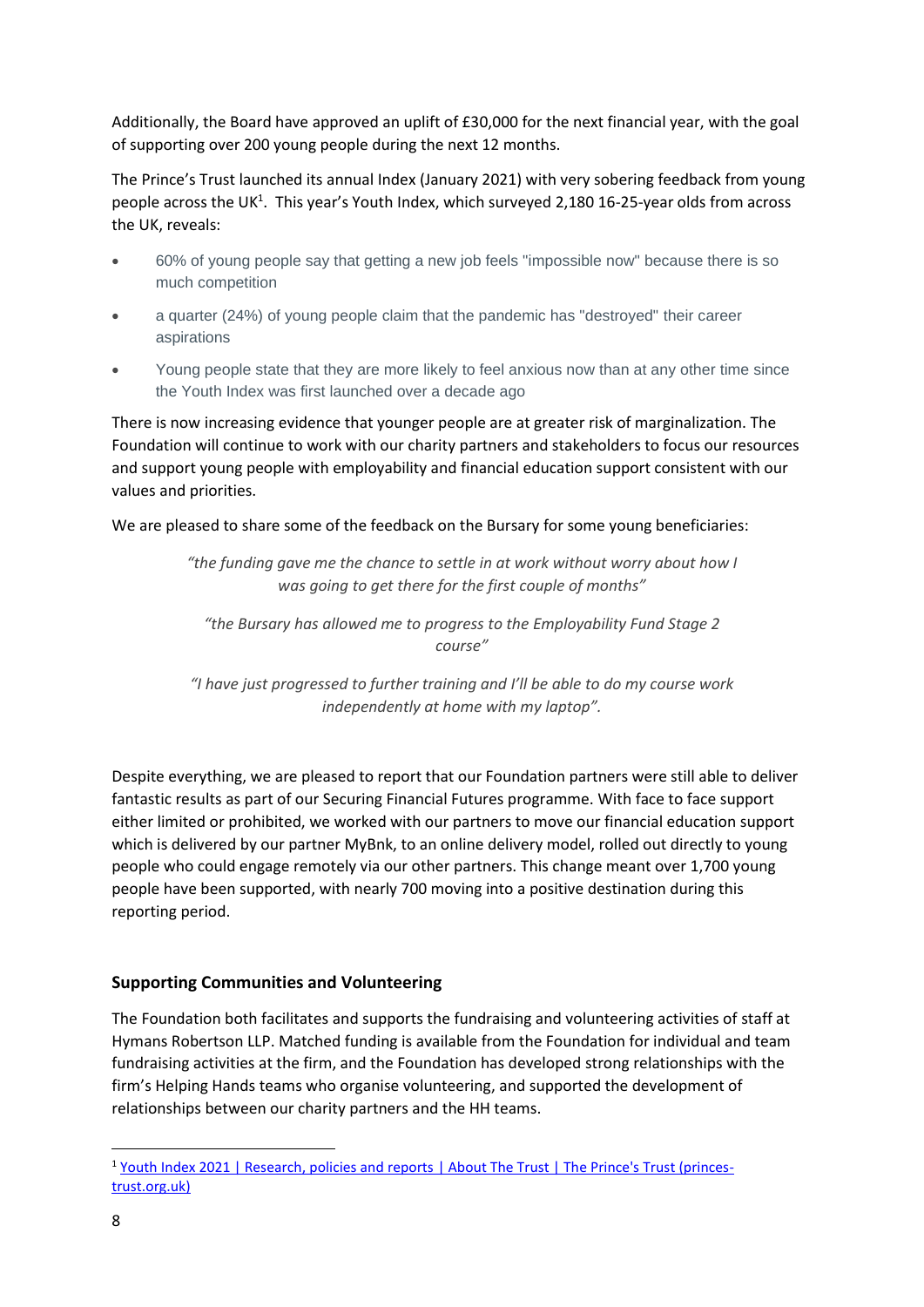Additionally, the Board have approved an uplift of £30,000 for the next financial year, with the goal of supporting over 200 young people during the next 12 months.

The Prince's Trust launched its annual Index (January 2021) with very sobering feedback from young people across the UK[1]. This year's Youth Index, which surveyed 2,180 16-25-year olds from across the UK, reveals:

- 60% of young people say that getting a new job feels "impossible now" because there is so much competition
- a quarter (24%) of young people claim that the pandemic has "destroyed" their career aspirations
- Young people state that they are more likely to feel anxious now than at any other time since the Youth Index was first launched over a decade ago

There is now increasing evidence that younger people are at greater risk of marginalization. The Foundation will continue to work with our charity partners and stakeholders to focus our resources and support young people with employability and financial education support consistent with our values and priorities.

We are pleased to share some of the feedback on the Bursary for some young beneficiaries:

*"the funding gave me the chance to settle in at work without worry about how I was going to get there for the first couple of months"*

*"the Bursary has allowed me to progress to the Employability Fund Stage 2 course"*

*"I have just progressed to further training and I'll be able to do my course work independently at home with my laptop".*

Despite everything, we are pleased to report that our Foundation partners were still able to deliver fantastic results as part of our Securing Financial Futures programme. With face to face support either limited or prohibited, we worked with our partners to move our financial education support which is delivered by our partner MyBnk, to an online delivery model, rolled out directly to young people who could engage remotely via our other partners. This change meant over 1,700 young people have been supported, with nearly 700 moving into a positive destination during this reporting period.

## Supporting Communities and Volunteering

The Foundation both facilitates and supports the fundraising and volunteering activities of staff at Hymans Robertson LLP. Matched funding is available from the Foundation for individual and team fundraising activities at the firm, and the Foundation has developed strong relationships with the firm's Helping Hands teams who organise volunteering, and supported the development of relationships between our charity partners and the HH teams.

---

[1] Youth Index 2021 | Research, policies and reports | About The Trust | The Prince's Trust (princes-trust.org.uk)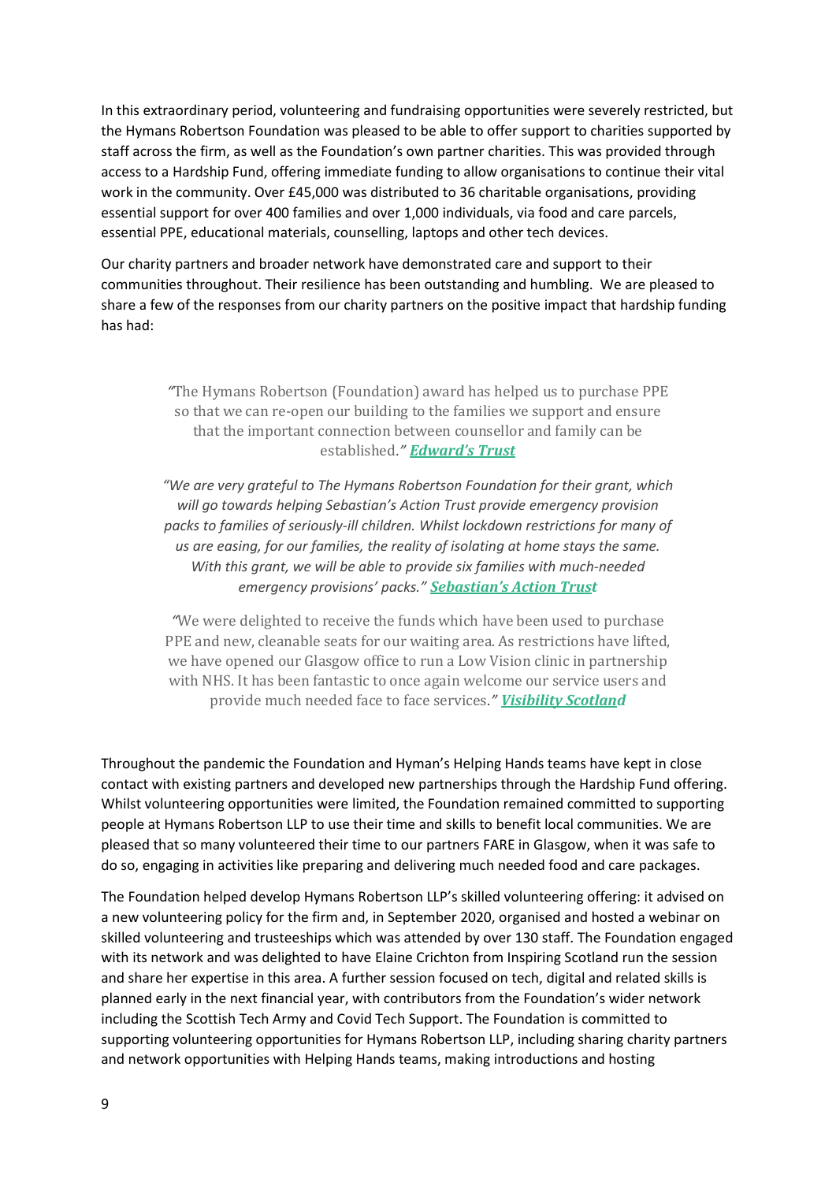In this extraordinary period, volunteering and fundraising opportunities were severely restricted, but the Hymans Robertson Foundation was pleased to be able to offer support to charities supported by staff across the firm, as well as the Foundation's own partner charities. This was provided through access to a Hardship Fund, offering immediate funding to allow organisations to continue their vital work in the community. Over £45,000 was distributed to 36 charitable organisations, providing essential support for over 400 families and over 1,000 individuals, via food and care parcels, essential PPE, educational materials, counselling, laptops and other tech devices.

Our charity partners and broader network have demonstrated care and support to their communities throughout. Their resilience has been outstanding and humbling. We are pleased to share a few of the responses from our charity partners on the positive impact that hardship funding has had:

> "The Hymans Robertson (Foundation) award has helped us to purchase PPE so that we can re-open our building to the families we support and ensure that the important connection between counsellor and family can be established." ***Edward's Trust***

> *"We are very grateful to The Hymans Robertson Foundation for their grant, which will go towards helping Sebastian's Action Trust provide emergency provision packs to families of seriously-ill children. Whilst lockdown restrictions for many of us are easing, for our families, the reality of isolating at home stays the same. With this grant, we will be able to provide six families with much-needed emergency provisions' packs."* ***Sebastian's Action Trust***

> "We were delighted to receive the funds which have been used to purchase PPE and new, cleanable seats for our waiting area. As restrictions have lifted, we have opened our Glasgow office to run a Low Vision clinic in partnership with NHS. It has been fantastic to once again welcome our service users and provide much needed face to face services." ***Visibility Scotland***

Throughout the pandemic the Foundation and Hyman's Helping Hands teams have kept in close contact with existing partners and developed new partnerships through the Hardship Fund offering. Whilst volunteering opportunities were limited, the Foundation remained committed to supporting people at Hymans Robertson LLP to use their time and skills to benefit local communities. We are pleased that so many volunteered their time to our partners FARE in Glasgow, when it was safe to do so, engaging in activities like preparing and delivering much needed food and care packages.

The Foundation helped develop Hymans Robertson LLP's skilled volunteering offering: it advised on a new volunteering policy for the firm and, in September 2020, organised and hosted a webinar on skilled volunteering and trusteeships which was attended by over 130 staff. The Foundation engaged with its network and was delighted to have Elaine Crichton from Inspiring Scotland run the session and share her expertise in this area. A further session focused on tech, digital and related skills is planned early in the next financial year, with contributors from the Foundation's wider network including the Scottish Tech Army and Covid Tech Support. The Foundation is committed to supporting volunteering opportunities for Hymans Robertson LLP, including sharing charity partners and network opportunities with Helping Hands teams, making introductions and hosting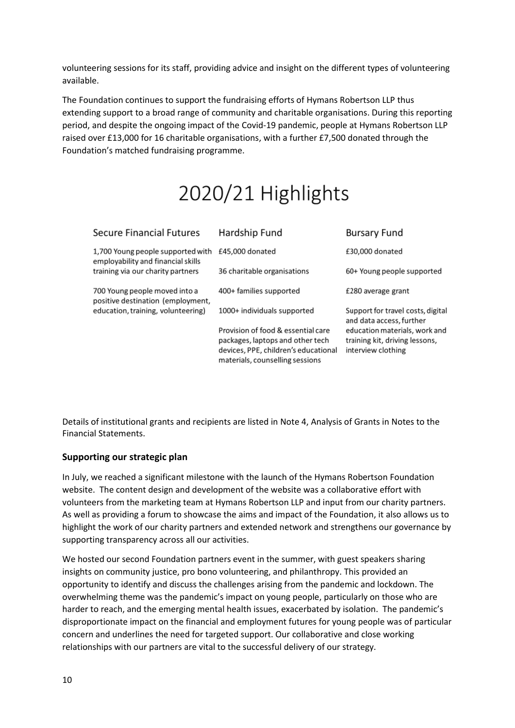volunteering sessions for its staff, providing advice and insight on the different types of volunteering available.

The Foundation continues to support the fundraising efforts of Hymans Robertson LLP thus extending support to a broad range of community and charitable organisations. During this reporting period, and despite the ongoing impact of the Covid-19 pandemic, people at Hymans Robertson LLP raised over £13,000 for 16 charitable organisations, with a further £7,500 donated through the Foundation's matched fundraising programme.

# 2020/21 Highlights

| Secure Financial Futures | Hardship Fund | Bursary Fund |
|---|---|---|
| 1,700 Young people supported with employability and financial skills training via our charity partners | £45,000 donated | £30,000 donated |
| | 36 charitable organisations | 60+ Young people supported |
| 700 Young people moved into a positive destination (employment, education, training, volunteering) | 400+ families supported | £280 average grant |
| | 1000+ individuals supported | Support for travel costs, digital and data access, further education materials, work and training kit, driving lessons, interview clothing |
| | Provision of food & essential care packages, laptops and other tech devices, PPE, children's educational materials, counselling sessions | |

Details of institutional grants and recipients are listed in Note 4, Analysis of Grants in Notes to the Financial Statements.

### Supporting our strategic plan

In July, we reached a significant milestone with the launch of the Hymans Robertson Foundation website. The content design and development of the website was a collaborative effort with volunteers from the marketing team at Hymans Robertson LLP and input from our charity partners. As well as providing a forum to showcase the aims and impact of the Foundation, it also allows us to highlight the work of our charity partners and extended network and strengthens our governance by supporting transparency across all our activities.

We hosted our second Foundation partners event in the summer, with guest speakers sharing insights on community justice, pro bono volunteering, and philanthropy. This provided an opportunity to identify and discuss the challenges arising from the pandemic and lockdown. The overwhelming theme was the pandemic's impact on young people, particularly on those who are harder to reach, and the emerging mental health issues, exacerbated by isolation. The pandemic's disproportionate impact on the financial and employment futures for young people was of particular concern and underlines the need for targeted support. Our collaborative and close working relationships with our partners are vital to the successful delivery of our strategy.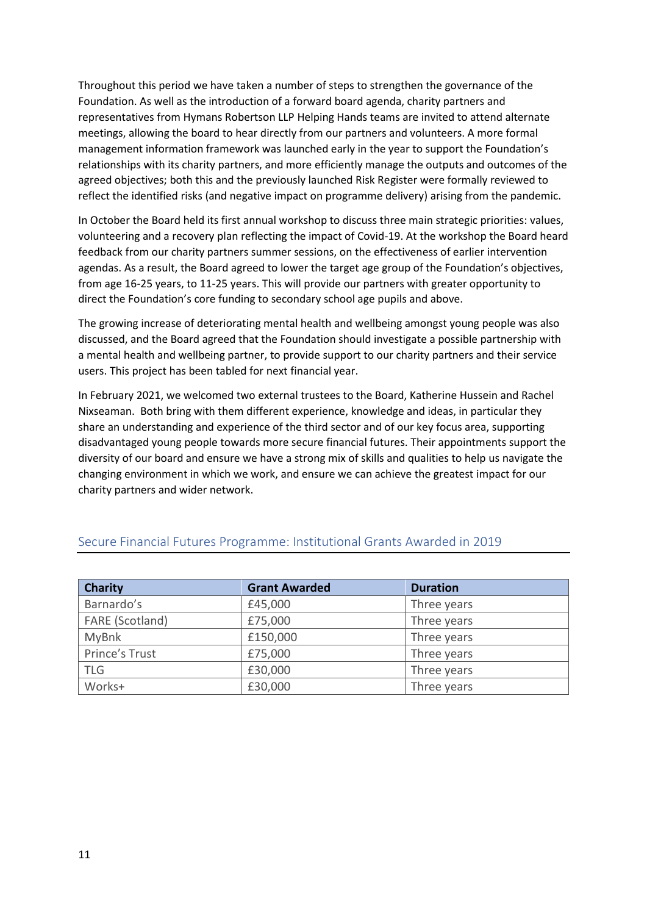Throughout this period we have taken a number of steps to strengthen the governance of the Foundation. As well as the introduction of a forward board agenda, charity partners and representatives from Hymans Robertson LLP Helping Hands teams are invited to attend alternate meetings, allowing the board to hear directly from our partners and volunteers. A more formal management information framework was launched early in the year to support the Foundation's relationships with its charity partners, and more efficiently manage the outputs and outcomes of the agreed objectives; both this and the previously launched Risk Register were formally reviewed to reflect the identified risks (and negative impact on programme delivery) arising from the pandemic.

In October the Board held its first annual workshop to discuss three main strategic priorities: values, volunteering and a recovery plan reflecting the impact of Covid-19. At the workshop the Board heard feedback from our charity partners summer sessions, on the effectiveness of earlier intervention agendas. As a result, the Board agreed to lower the target age group of the Foundation's objectives, from age 16-25 years, to 11-25 years. This will provide our partners with greater opportunity to direct the Foundation's core funding to secondary school age pupils and above.

The growing increase of deteriorating mental health and wellbeing amongst young people was also discussed, and the Board agreed that the Foundation should investigate a possible partnership with a mental health and wellbeing partner, to provide support to our charity partners and their service users. This project has been tabled for next financial year.

In February 2021, we welcomed two external trustees to the Board, Katherine Hussein and Rachel Nixseaman. Both bring with them different experience, knowledge and ideas, in particular they share an understanding and experience of the third sector and of our key focus area, supporting disadvantaged young people towards more secure financial futures. Their appointments support the diversity of our board and ensure we have a strong mix of skills and qualities to help us navigate the changing environment in which we work, and ensure we can achieve the greatest impact for our charity partners and wider network.

## Secure Financial Futures Programme: Institutional Grants Awarded in 2019

| Charity | Grant Awarded | Duration |
|---|---|---|
| Barnardo's | £45,000 | Three years |
| FARE (Scotland) | £75,000 | Three years |
| MyBnk | £150,000 | Three years |
| Prince's Trust | £75,000 | Three years |
| TLG | £30,000 | Three years |
| Works+ | £30,000 | Three years |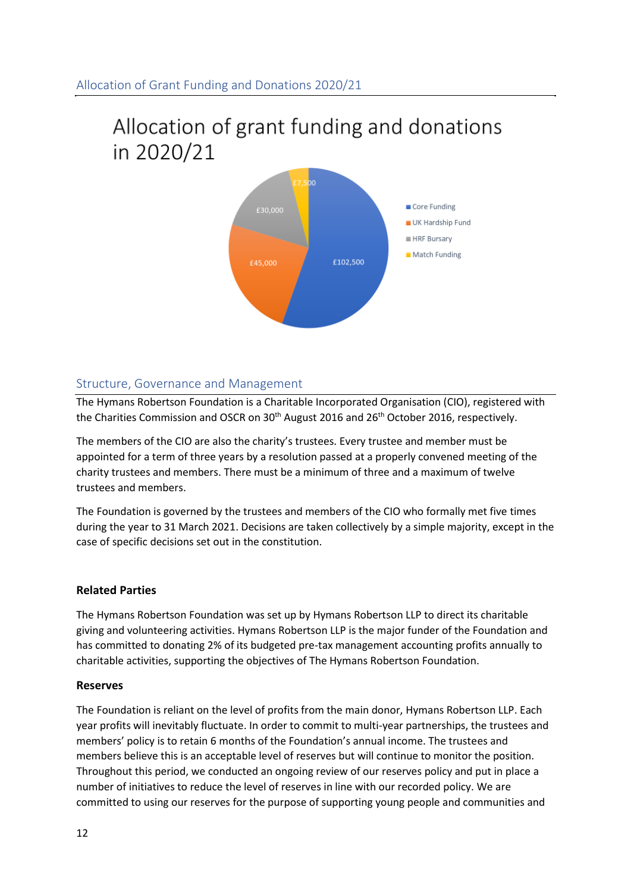## Allocation of Grant Funding and Donations 2020/21

Allocation of grant funding and donations in 2020/21

| Category | Amount |
|---|---|
| Core Funding | £102,500 |
| UK Hardship Fund | £45,000 |
| HRF Bursary | £30,000 |
| Match Funding | £7,500 |

## Structure, Governance and Management

The Hymans Robertson Foundation is a Charitable Incorporated Organisation (CIO), registered with the Charities Commission and OSCR on 30th August 2016 and 26th October 2016, respectively.

The members of the CIO are also the charity's trustees. Every trustee and member must be appointed for a term of three years by a resolution passed at a properly convened meeting of the charity trustees and members. There must be a minimum of three and a maximum of twelve trustees and members.

The Foundation is governed by the trustees and members of the CIO who formally met five times during the year to 31 March 2021. Decisions are taken collectively by a simple majority, except in the case of specific decisions set out in the constitution.

### Related Parties

The Hymans Robertson Foundation was set up by Hymans Robertson LLP to direct its charitable giving and volunteering activities. Hymans Robertson LLP is the major funder of the Foundation and has committed to donating 2% of its budgeted pre-tax management accounting profits annually to charitable activities, supporting the objectives of The Hymans Robertson Foundation.

### Reserves

The Foundation is reliant on the level of profits from the main donor, Hymans Robertson LLP. Each year profits will inevitably fluctuate. In order to commit to multi-year partnerships, the trustees and members' policy is to retain 6 months of the Foundation's annual income. The trustees and members believe this is an acceptable level of reserves but will continue to monitor the position. Throughout this period, we conducted an ongoing review of our reserves policy and put in place a number of initiatives to reduce the level of reserves in line with our recorded policy. We are committed to using our reserves for the purpose of supporting young people and communities and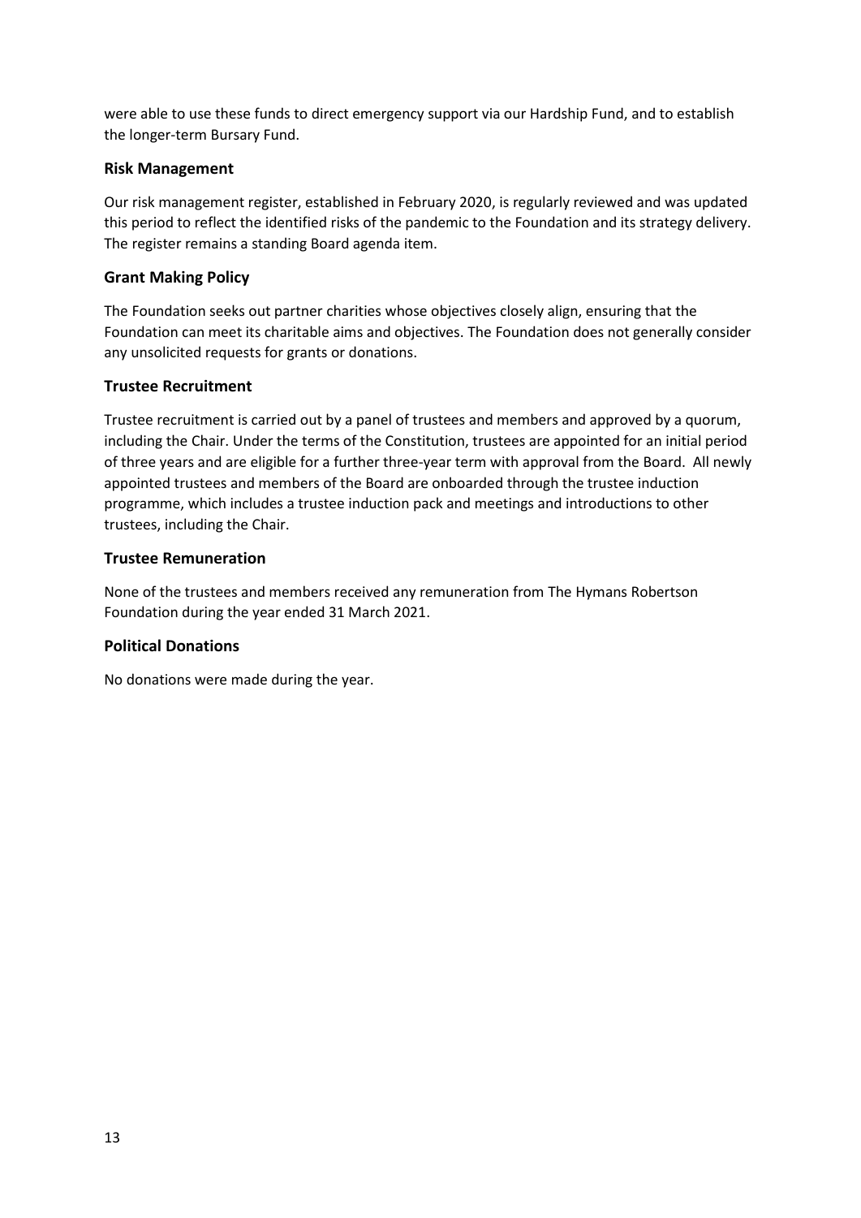were able to use these funds to direct emergency support via our Hardship Fund, and to establish the longer-term Bursary Fund.

### Risk Management

Our risk management register, established in February 2020, is regularly reviewed and was updated this period to reflect the identified risks of the pandemic to the Foundation and its strategy delivery. The register remains a standing Board agenda item.

### Grant Making Policy

The Foundation seeks out partner charities whose objectives closely align, ensuring that the Foundation can meet its charitable aims and objectives. The Foundation does not generally consider any unsolicited requests for grants or donations.

### Trustee Recruitment

Trustee recruitment is carried out by a panel of trustees and members and approved by a quorum, including the Chair. Under the terms of the Constitution, trustees are appointed for an initial period of three years and are eligible for a further three-year term with approval from the Board. All newly appointed trustees and members of the Board are onboarded through the trustee induction programme, which includes a trustee induction pack and meetings and introductions to other trustees, including the Chair.

### Trustee Remuneration

None of the trustees and members received any remuneration from The Hymans Robertson Foundation during the year ended 31 March 2021.

### Political Donations

No donations were made during the year.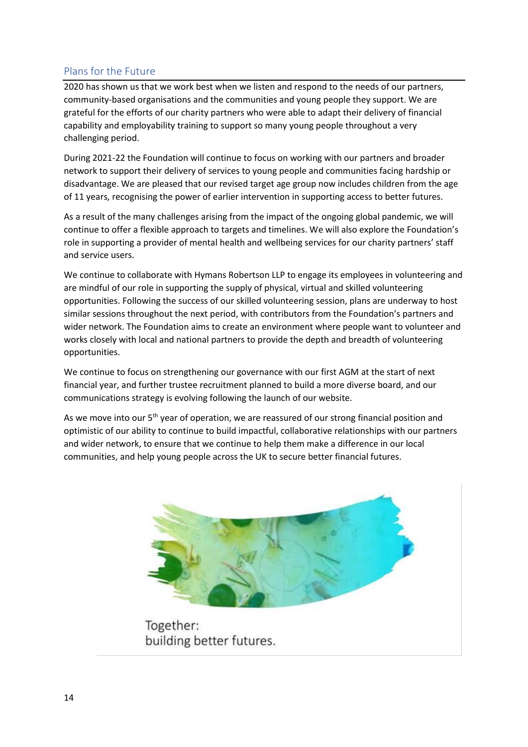## Plans for the Future

2020 has shown us that we work best when we listen and respond to the needs of our partners, community-based organisations and the communities and young people they support. We are grateful for the efforts of our charity partners who were able to adapt their delivery of financial capability and employability training to support so many young people throughout a very challenging period.

During 2021-22 the Foundation will continue to focus on working with our partners and broader network to support their delivery of services to young people and communities facing hardship or disadvantage. We are pleased that our revised target age group now includes children from the age of 11 years, recognising the power of earlier intervention in supporting access to better futures.

As a result of the many challenges arising from the impact of the ongoing global pandemic, we will continue to offer a flexible approach to targets and timelines. We will also explore the Foundation's role in supporting a provider of mental health and wellbeing services for our charity partners' staff and service users.

We continue to collaborate with Hymans Robertson LLP to engage its employees in volunteering and are mindful of our role in supporting the supply of physical, virtual and skilled volunteering opportunities. Following the success of our skilled volunteering session, plans are underway to host similar sessions throughout the next period, with contributors from the Foundation's partners and wider network. The Foundation aims to create an environment where people want to volunteer and works closely with local and national partners to provide the depth and breadth of volunteering opportunities.

We continue to focus on strengthening our governance with our first AGM at the start of next financial year, and further trustee recruitment planned to build a more diverse board, and our communications strategy is evolving following the launch of our website.

As we move into our 5th year of operation, we are reassured of our strong financial position and optimistic of our ability to continue to build impactful, collaborative relationships with our partners and wider network, to ensure that we continue to help them make a difference in our local communities, and help young people across the UK to secure better financial futures.

Together:
building better futures.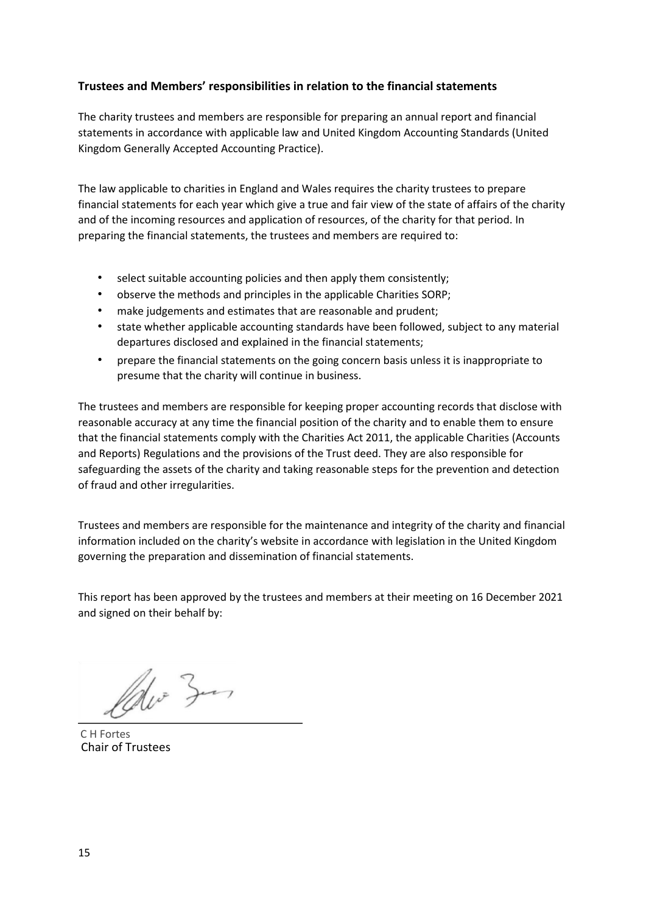**Trustees and Members' responsibilities in relation to the financial statements**

The charity trustees and members are responsible for preparing an annual report and financial statements in accordance with applicable law and United Kingdom Accounting Standards (United Kingdom Generally Accepted Accounting Practice).

The law applicable to charities in England and Wales requires the charity trustees to prepare financial statements for each year which give a true and fair view of the state of affairs of the charity and of the incoming resources and application of resources, of the charity for that period. In preparing the financial statements, the trustees and members are required to:

- select suitable accounting policies and then apply them consistently;
- observe the methods and principles in the applicable Charities SORP;
- make judgements and estimates that are reasonable and prudent;
- state whether applicable accounting standards have been followed, subject to any material departures disclosed and explained in the financial statements;
- prepare the financial statements on the going concern basis unless it is inappropriate to presume that the charity will continue in business.

The trustees and members are responsible for keeping proper accounting records that disclose with reasonable accuracy at any time the financial position of the charity and to enable them to ensure that the financial statements comply with the Charities Act 2011, the applicable Charities (Accounts and Reports) Regulations and the provisions of the Trust deed. They are also responsible for safeguarding the assets of the charity and taking reasonable steps for the prevention and detection of fraud and other irregularities.

Trustees and members are responsible for the maintenance and integrity of the charity and financial information included on the charity's website in accordance with legislation in the United Kingdom governing the preparation and dissemination of financial statements.

This report has been approved by the trustees and members at their meeting on 16 December 2021 and signed on their behalf by:

C H Fortes
Chair of Trustees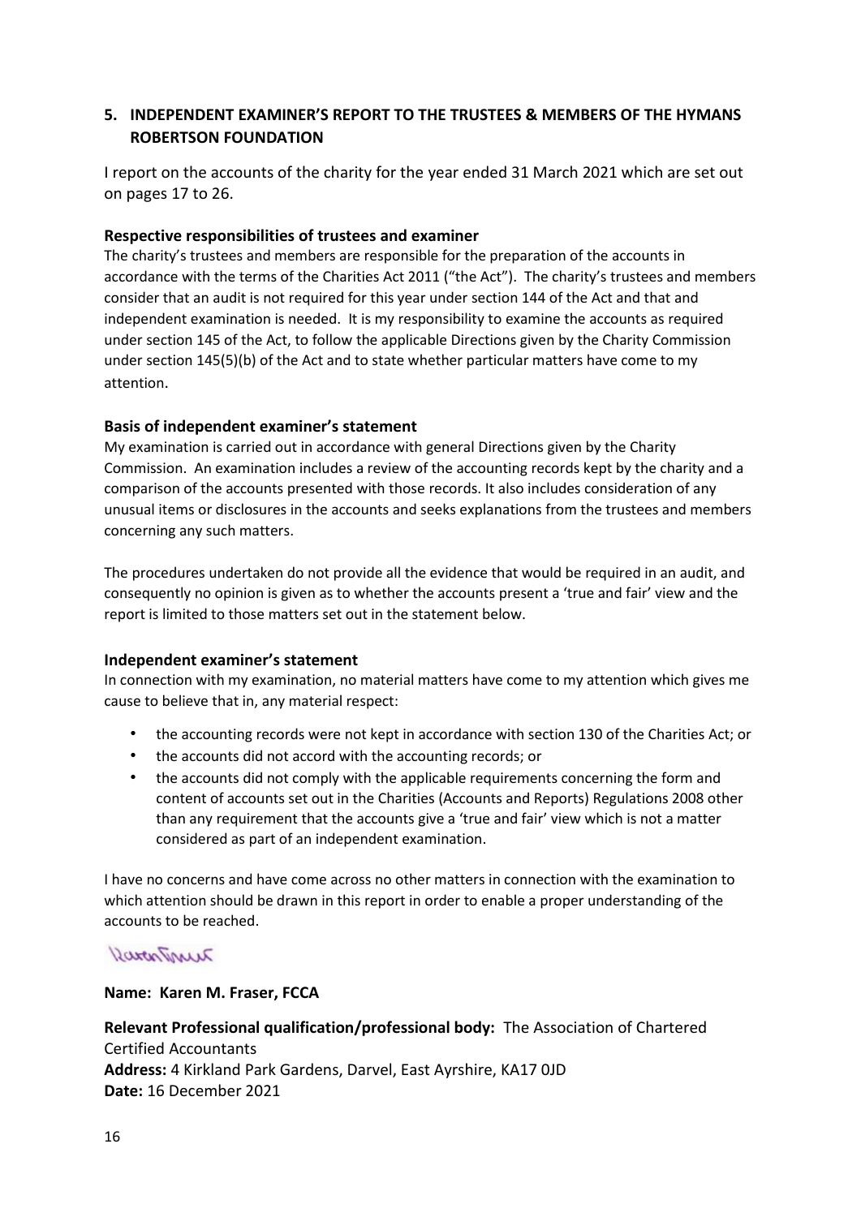## 5. INDEPENDENT EXAMINER'S REPORT TO THE TRUSTEES & MEMBERS OF THE HYMANS ROBERTSON FOUNDATION

I report on the accounts of the charity for the year ended 31 March 2021 which are set out on pages 17 to 26.

### Respective responsibilities of trustees and examiner

The charity's trustees and members are responsible for the preparation of the accounts in accordance with the terms of the Charities Act 2011 ("the Act"). The charity's trustees and members consider that an audit is not required for this year under section 144 of the Act and that and independent examination is needed. It is my responsibility to examine the accounts as required under section 145 of the Act, to follow the applicable Directions given by the Charity Commission under section 145(5)(b) of the Act and to state whether particular matters have come to my attention.

### Basis of independent examiner's statement

My examination is carried out in accordance with general Directions given by the Charity Commission. An examination includes a review of the accounting records kept by the charity and a comparison of the accounts presented with those records. It also includes consideration of any unusual items or disclosures in the accounts and seeks explanations from the trustees and members concerning any such matters.

The procedures undertaken do not provide all the evidence that would be required in an audit, and consequently no opinion is given as to whether the accounts present a 'true and fair' view and the report is limited to those matters set out in the statement below.

### Independent examiner's statement

In connection with my examination, no material matters have come to my attention which gives me cause to believe that in, any material respect:

- the accounting records were not kept in accordance with section 130 of the Charities Act; or
- the accounts did not accord with the accounting records; or
- the accounts did not comply with the applicable requirements concerning the form and content of accounts set out in the Charities (Accounts and Reports) Regulations 2008 other than any requirement that the accounts give a 'true and fair' view which is not a matter considered as part of an independent examination.

I have no concerns and have come across no other matters in connection with the examination to which attention should be drawn in this report in order to enable a proper understanding of the accounts to be reached.

**Name: Karen M. Fraser, FCCA**

**Relevant Professional qualification/professional body:** The Association of Chartered Certified Accountants
**Address:** 4 Kirkland Park Gardens, Darvel, East Ayrshire, KA17 0JD
**Date:** 16 December 2021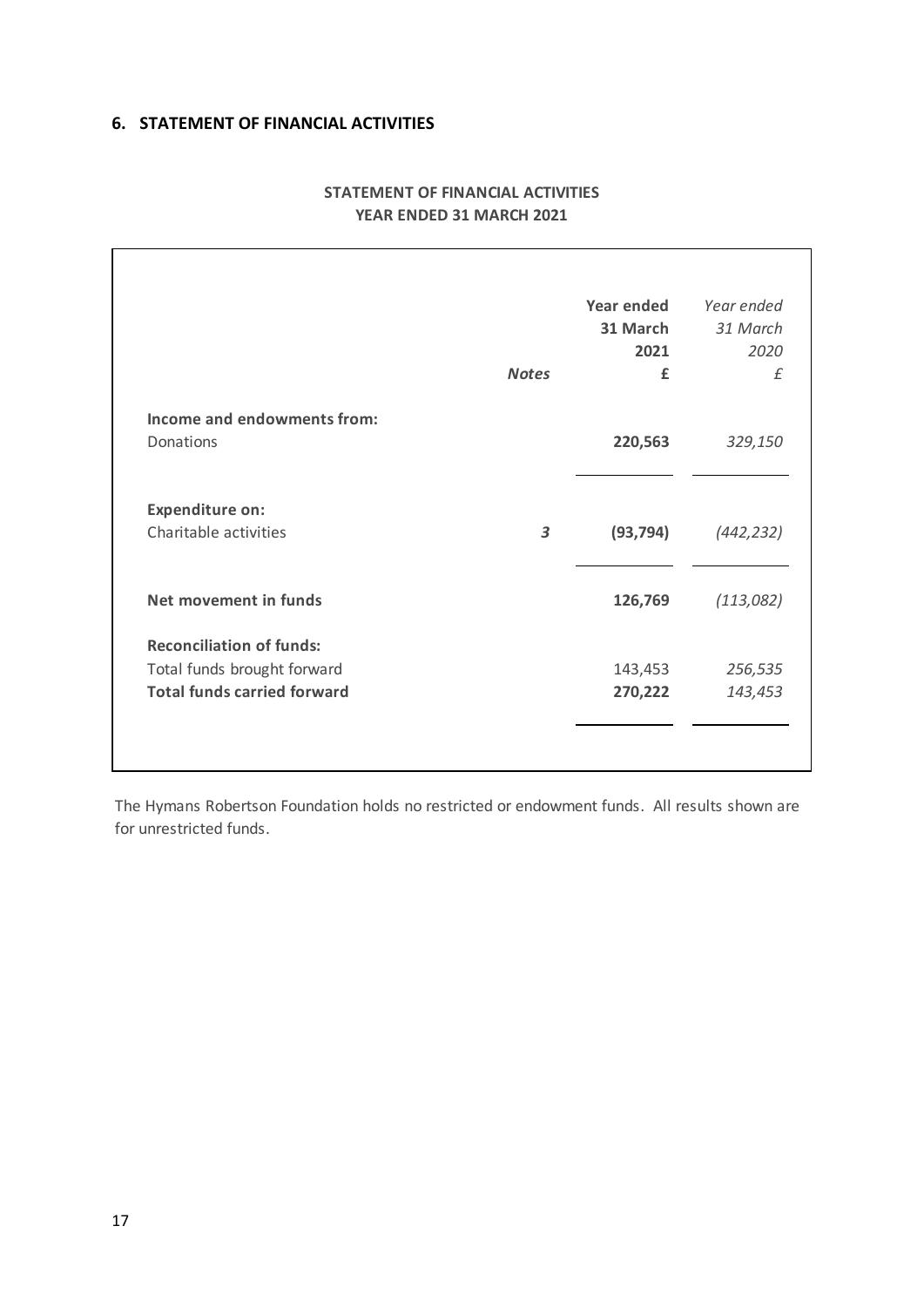## 6. STATEMENT OF FINANCIAL ACTIVITIES

**STATEMENT OF FINANCIAL ACTIVITIES**
**YEAR ENDED 31 MARCH 2021**

| | ***Notes*** | **Year ended 31 March 2021 £** | *Year ended 31 March 2020 £* |
|---|---|---|---|
| **Income and endowments from:** | | | |
| Donations | | **220,563** | *329,150* |
| **Expenditure on:** | | | |
| Charitable activities | ***3*** | **(93,794)** | *(442,232)* |
| **Net movement in funds** | | **126,769** | *(113,082)* |
| **Reconciliation of funds:** | | | |
| Total funds brought forward | | 143,453 | *256,535* |
| **Total funds carried forward** | | **270,222** | *143,453* |

The Hymans Robertson Foundation holds no restricted or endowment funds. All results shown are for unrestricted funds.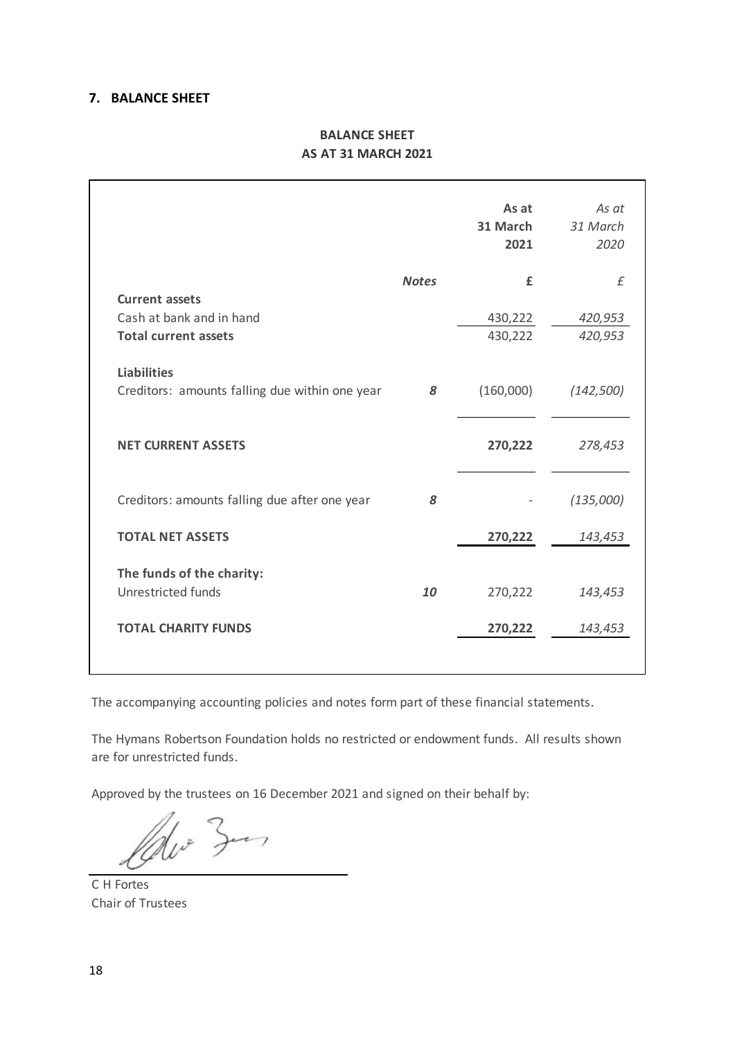## 7. BALANCE SHEET

**BALANCE SHEET**
**AS AT 31 MARCH 2021**

| | **Notes** | **As at 31 March 2021 £** | *As at 31 March 2020 £* |
|---|---|---|---|
| **Current assets** | | | |
| Cash at bank and in hand | | 430,222 | *420,953* |
| **Total current assets** | | 430,222 | *420,953* |
| **Liabilities** | | | |
| Creditors: amounts falling due within one year | *8* | (160,000) | *(142,500)* |
| **NET CURRENT ASSETS** | | **270,222** | *278,453* |
| Creditors: amounts falling due after one year | *8* | - | *(135,000)* |
| **TOTAL NET ASSETS** | | **270,222** | *143,453* |
| **The funds of the charity:** | | | |
| Unrestricted funds | *10* | 270,222 | *143,453* |
| **TOTAL CHARITY FUNDS** | | **270,222** | *143,453* |

The accompanying accounting policies and notes form part of these financial statements.

The Hymans Robertson Foundation holds no restricted or endowment funds. All results shown are for unrestricted funds.

Approved by the trustees on 16 December 2021 and signed on their behalf by:

C H Fortes
Chair of Trustees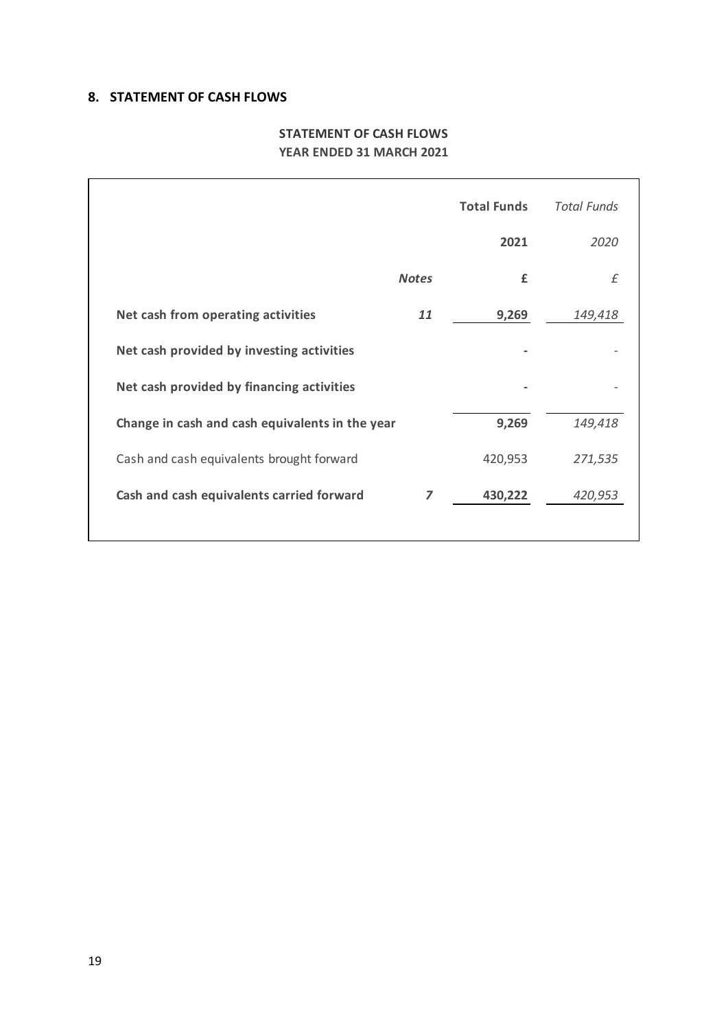## 8. STATEMENT OF CASH FLOWS

**STATEMENT OF CASH FLOWS**
**YEAR ENDED 31 MARCH 2021**

| | | **Total Funds** | *Total Funds* |
|---|---|---|---|
| | | **2021** | *2020* |
| | ***Notes*** | **£** | *£* |
| **Net cash from operating activities** | ***11*** | **9,269** | *149,418* |
| **Net cash provided by investing activities** | | **-** | *-* |
| **Net cash provided by financing activities** | | **-** | *-* |
| **Change in cash and cash equivalents in the year** | | **9,269** | *149,418* |
| Cash and cash equivalents brought forward | | 420,953 | *271,535* |
| **Cash and cash equivalents carried forward** | ***7*** | **430,222** | *420,953* |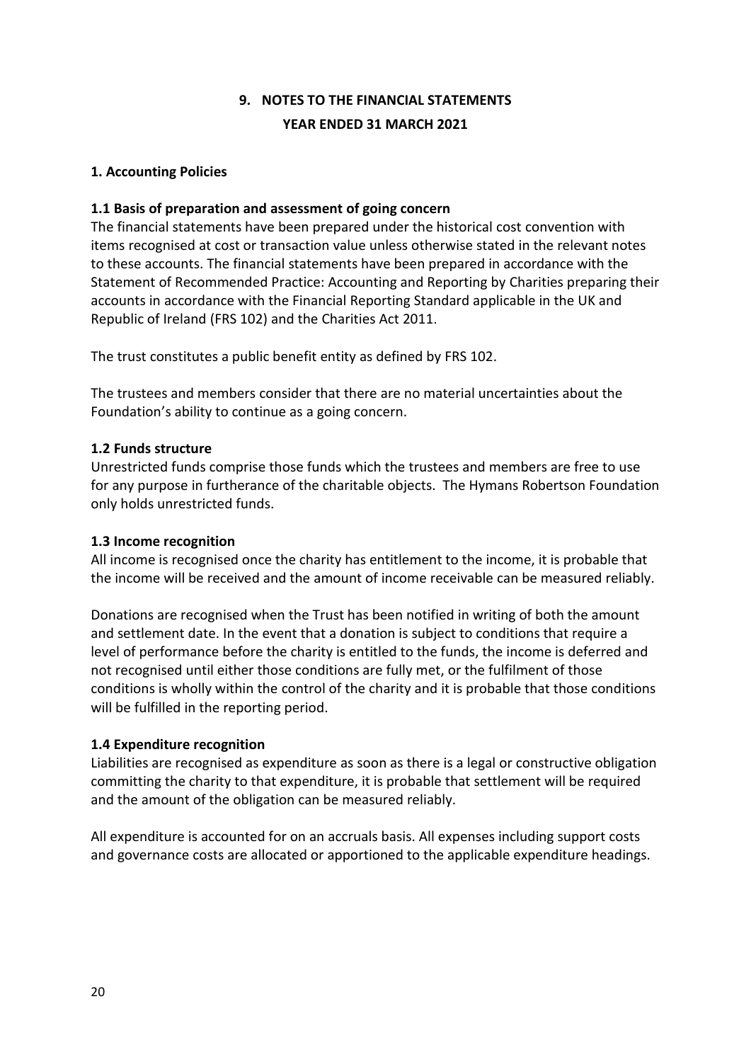# 9. NOTES TO THE FINANCIAL STATEMENTS
## YEAR ENDED 31 MARCH 2021

### 1. Accounting Policies

#### 1.1 Basis of preparation and assessment of going concern

The financial statements have been prepared under the historical cost convention with items recognised at cost or transaction value unless otherwise stated in the relevant notes to these accounts. The financial statements have been prepared in accordance with the Statement of Recommended Practice: Accounting and Reporting by Charities preparing their accounts in accordance with the Financial Reporting Standard applicable in the UK and Republic of Ireland (FRS 102) and the Charities Act 2011.

The trust constitutes a public benefit entity as defined by FRS 102.

The trustees and members consider that there are no material uncertainties about the Foundation's ability to continue as a going concern.

#### 1.2 Funds structure

Unrestricted funds comprise those funds which the trustees and members are free to use for any purpose in furtherance of the charitable objects. The Hymans Robertson Foundation only holds unrestricted funds.

#### 1.3 Income recognition

All income is recognised once the charity has entitlement to the income, it is probable that the income will be received and the amount of income receivable can be measured reliably.

Donations are recognised when the Trust has been notified in writing of both the amount and settlement date. In the event that a donation is subject to conditions that require a level of performance before the charity is entitled to the funds, the income is deferred and not recognised until either those conditions are fully met, or the fulfilment of those conditions is wholly within the control of the charity and it is probable that those conditions will be fulfilled in the reporting period.

#### 1.4 Expenditure recognition

Liabilities are recognised as expenditure as soon as there is a legal or constructive obligation committing the charity to that expenditure, it is probable that settlement will be required and the amount of the obligation can be measured reliably.

All expenditure is accounted for on an accruals basis. All expenses including support costs and governance costs are allocated or apportioned to the applicable expenditure headings.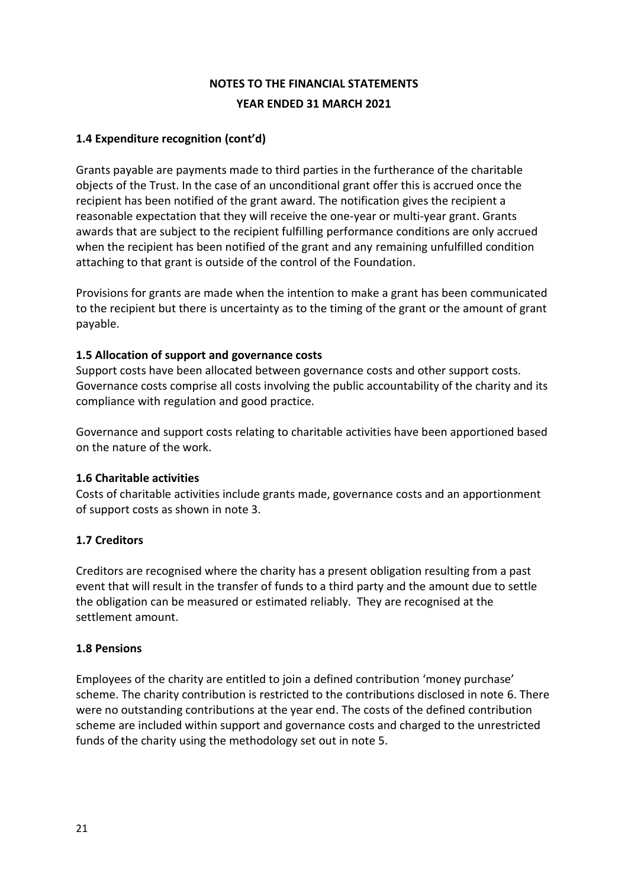# NOTES TO THE FINANCIAL STATEMENTS

## YEAR ENDED 31 MARCH 2021

### 1.4 Expenditure recognition (cont'd)

Grants payable are payments made to third parties in the furtherance of the charitable objects of the Trust. In the case of an unconditional grant offer this is accrued once the recipient has been notified of the grant award. The notification gives the recipient a reasonable expectation that they will receive the one-year or multi-year grant. Grants awards that are subject to the recipient fulfilling performance conditions are only accrued when the recipient has been notified of the grant and any remaining unfulfilled condition attaching to that grant is outside of the control of the Foundation.

Provisions for grants are made when the intention to make a grant has been communicated to the recipient but there is uncertainty as to the timing of the grant or the amount of grant payable.

### 1.5 Allocation of support and governance costs

Support costs have been allocated between governance costs and other support costs. Governance costs comprise all costs involving the public accountability of the charity and its compliance with regulation and good practice.

Governance and support costs relating to charitable activities have been apportioned based on the nature of the work.

### 1.6 Charitable activities

Costs of charitable activities include grants made, governance costs and an apportionment of support costs as shown in note 3.

### 1.7 Creditors

Creditors are recognised where the charity has a present obligation resulting from a past event that will result in the transfer of funds to a third party and the amount due to settle the obligation can be measured or estimated reliably. They are recognised at the settlement amount.

### 1.8 Pensions

Employees of the charity are entitled to join a defined contribution 'money purchase' scheme. The charity contribution is restricted to the contributions disclosed in note 6. There were no outstanding contributions at the year end. The costs of the defined contribution scheme are included within support and governance costs and charged to the unrestricted funds of the charity using the methodology set out in note 5.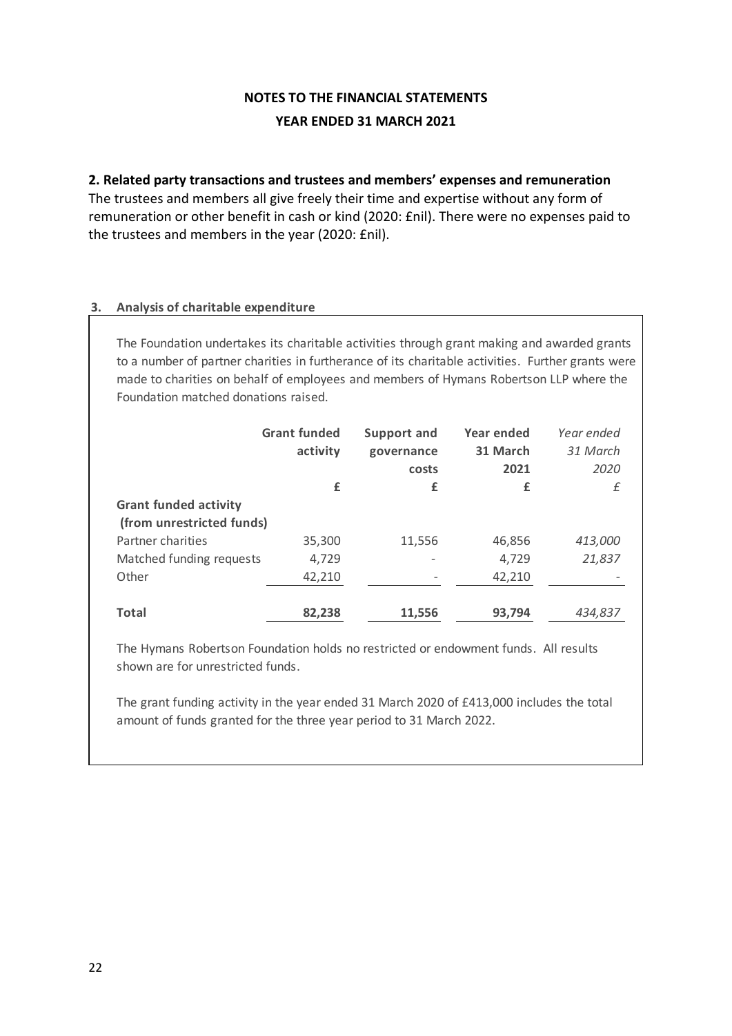# NOTES TO THE FINANCIAL STATEMENTS
## YEAR ENDED 31 MARCH 2021

### 2. Related party transactions and trustees and members' expenses and remuneration

The trustees and members all give freely their time and expertise without any form of remuneration or other benefit in cash or kind (2020: £nil). There were no expenses paid to the trustees and members in the year (2020: £nil).

### 3. Analysis of charitable expenditure

The Foundation undertakes its charitable activities through grant making and awarded grants to a number of partner charities in furtherance of its charitable activities. Further grants were made to charities on behalf of employees and members of Hymans Robertson LLP where the Foundation matched donations raised.

| | **Grant funded activity** | **Support and governance costs** | **Year ended 31 March 2021** | *Year ended 31 March 2020* |
|---|---|---|---|---|
| | **£** | **£** | **£** | *£* |
| **Grant funded activity (from unrestricted funds)** | | | | |
| Partner charities | 35,300 | 11,556 | 46,856 | *413,000* |
| Matched funding requests | 4,729 | - | 4,729 | *21,837* |
| Other | 42,210 | - | 42,210 | - |
| **Total** | **82,238** | **11,556** | **93,794** | *434,837* |

The Hymans Robertson Foundation holds no restricted or endowment funds. All results shown are for unrestricted funds.

The grant funding activity in the year ended 31 March 2020 of £413,000 includes the total amount of funds granted for the three year period to 31 March 2022.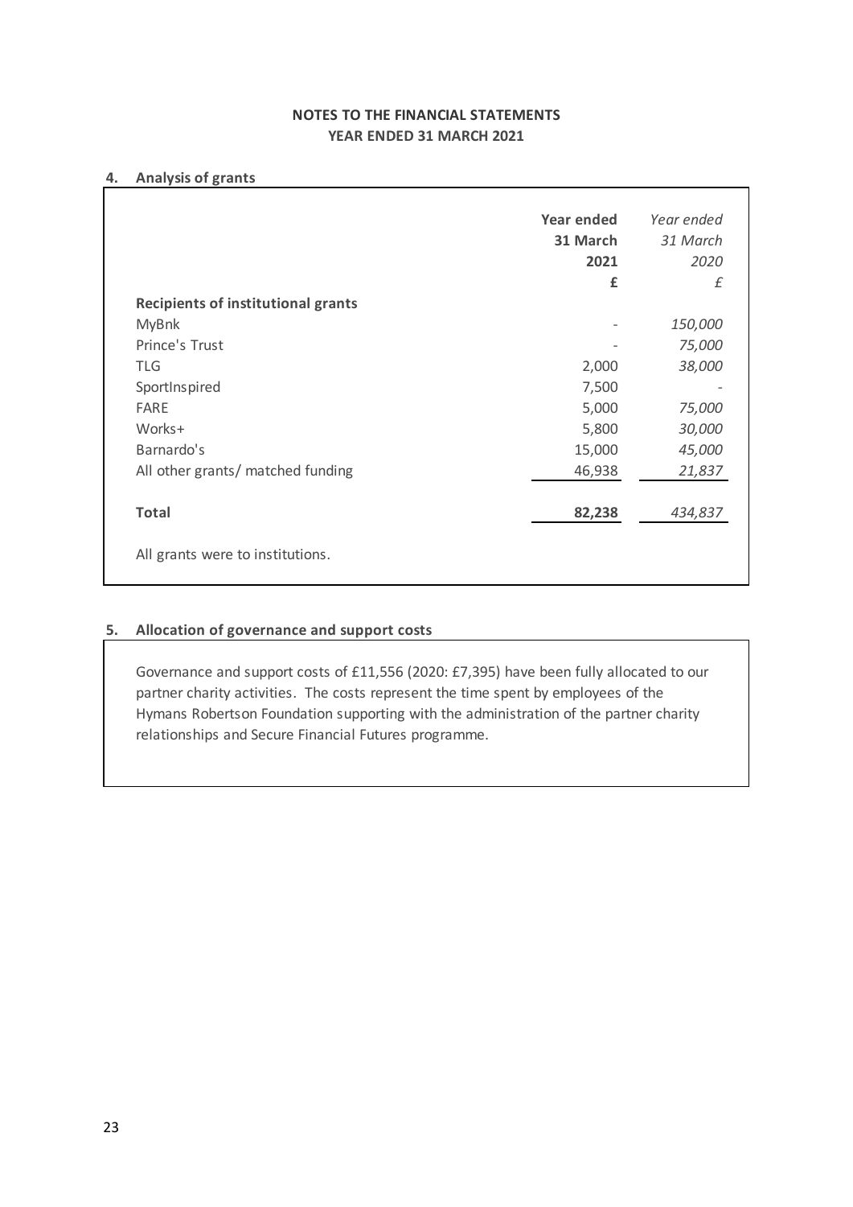## NOTES TO THE FINANCIAL STATEMENTS
## YEAR ENDED 31 MARCH 2021

### 4. Analysis of grants

| | **Year ended 31 March 2021 £** | *Year ended 31 March 2020 £* |
|---|---|---|
| **Recipients of institutional grants** | | |
| MyBnk | - | *150,000* |
| Prince's Trust | - | *75,000* |
| TLG | 2,000 | *38,000* |
| SportInspired | 7,500 | - |
| FARE | 5,000 | *75,000* |
| Works+ | 5,800 | *30,000* |
| Barnardo's | 15,000 | *45,000* |
| All other grants/ matched funding | 46,938 | *21,837* |
| **Total** | **82,238** | *434,837* |

All grants were to institutions.

### 5. Allocation of governance and support costs

Governance and support costs of £11,556 (2020: £7,395) have been fully allocated to our partner charity activities. The costs represent the time spent by employees of the Hymans Robertson Foundation supporting with the administration of the partner charity relationships and Secure Financial Futures programme.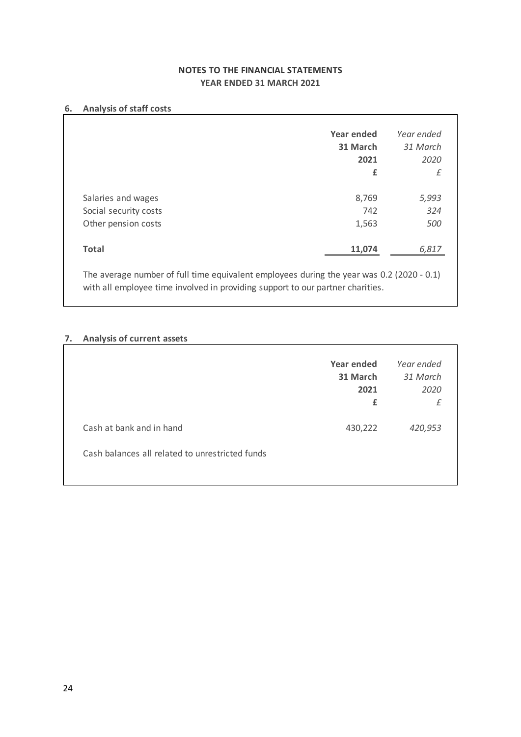## NOTES TO THE FINANCIAL STATEMENTS
## YEAR ENDED 31 MARCH 2021

### 6. Analysis of staff costs

| | **Year ended 31 March 2021 £** | *Year ended 31 March 2020 £* |
|---|---|---|
| Salaries and wages | 8,769 | *5,993* |
| Social security costs | 742 | *324* |
| Other pension costs | 1,563 | *500* |
| **Total** | **11,074** | *6,817* |

The average number of full time equivalent employees during the year was 0.2 (2020 - 0.1) with all employee time involved in providing support to our partner charities.

### 7. Analysis of current assets

| | **Year ended 31 March 2021 £** | *Year ended 31 March 2020 £* |
|---|---|---|
| Cash at bank and in hand | 430,222 | *420,953* |

Cash balances all related to unrestricted funds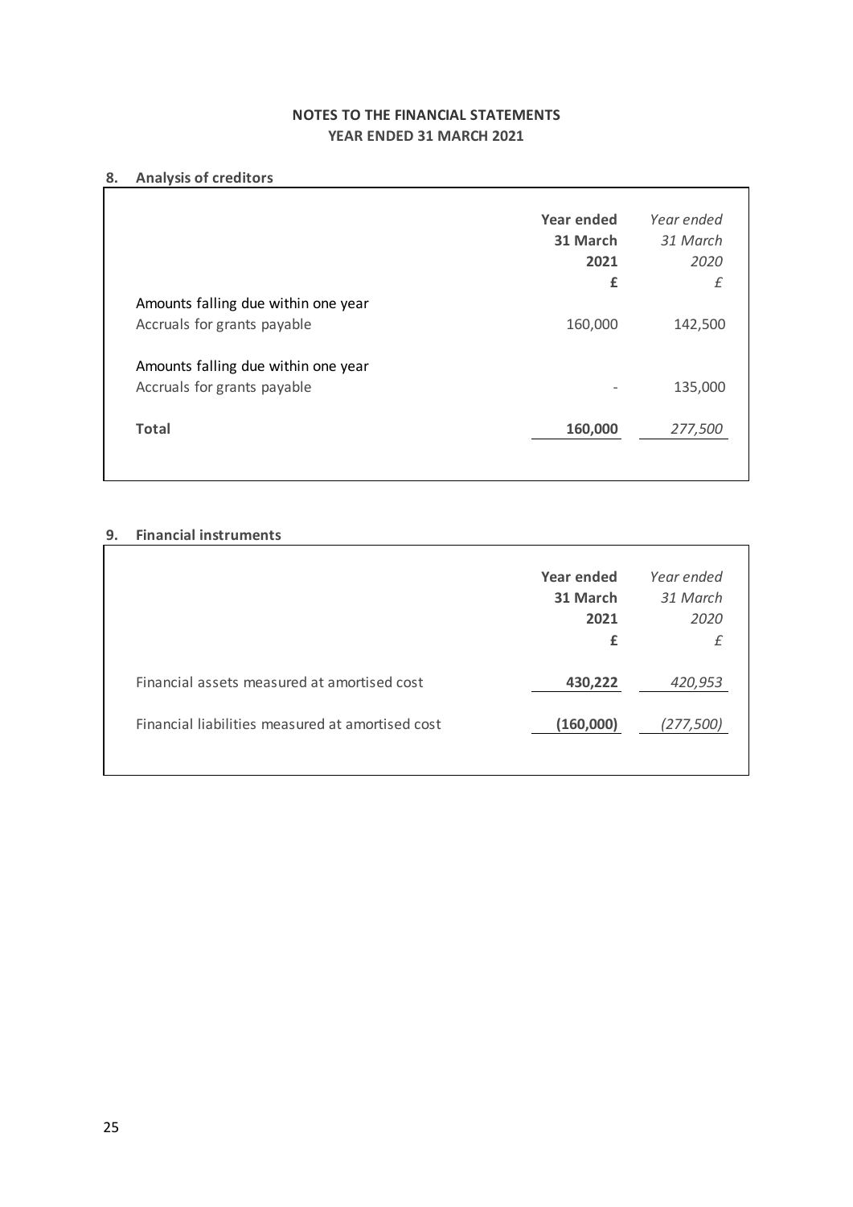## NOTES TO THE FINANCIAL STATEMENTS
## YEAR ENDED 31 MARCH 2021

### 8. Analysis of creditors

| | **Year ended 31 March 2021 £** | *Year ended 31 March 2020 £* |
|---|---|---|
| Amounts falling due within one year | | |
| Accruals for grants payable | 160,000 | 142,500 |
| Amounts falling due within one year | | |
| Accruals for grants payable | - | 135,000 |
| **Total** | **160,000** | *277,500* |

### 9. Financial instruments

| | **Year ended 31 March 2021 £** | *Year ended 31 March 2020 £* |
|---|---|---|
| Financial assets measured at amortised cost | **430,222** | *420,953* |
| Financial liabilities measured at amortised cost | **(160,000)** | *(277,500)* |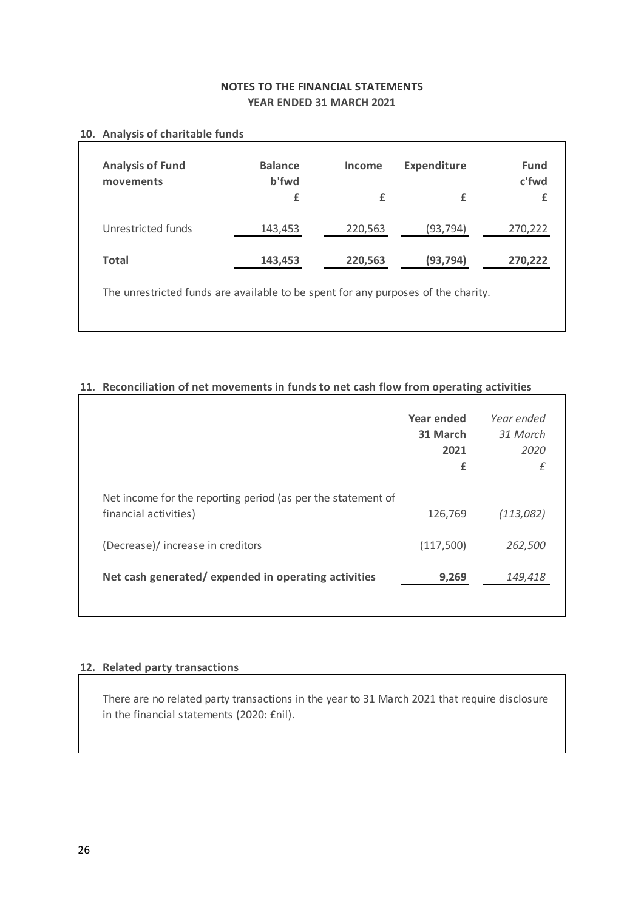**NOTES TO THE FINANCIAL STATEMENTS**
**YEAR ENDED 31 MARCH 2021**

## 10. Analysis of charitable funds

| Analysis of Fund movements | Balance b'fwd £ | Income £ | Expenditure £ | Fund c'fwd £ |
|---|---|---|---|---|
| Unrestricted funds | 143,453 | 220,563 | (93,794) | 270,222 |
| **Total** | **143,453** | **220,563** | **(93,794)** | **270,222** |

The unrestricted funds are available to be spent for any purposes of the charity.

## 11. Reconciliation of net movements in funds to net cash flow from operating activities

| | Year ended 31 March 2021 £ | *Year ended 31 March 2020 £* |
|---|---|---|
| Net income for the reporting period (as per the statement of financial activities) | 126,769 | *(113,082)* |
| (Decrease)/ increase in creditors | (117,500) | *262,500* |
| **Net cash generated/ expended in operating activities** | **9,269** | *149,418* |

## 12. Related party transactions

There are no related party transactions in the year to 31 March 2021 that require disclosure in the financial statements (2020: £nil).